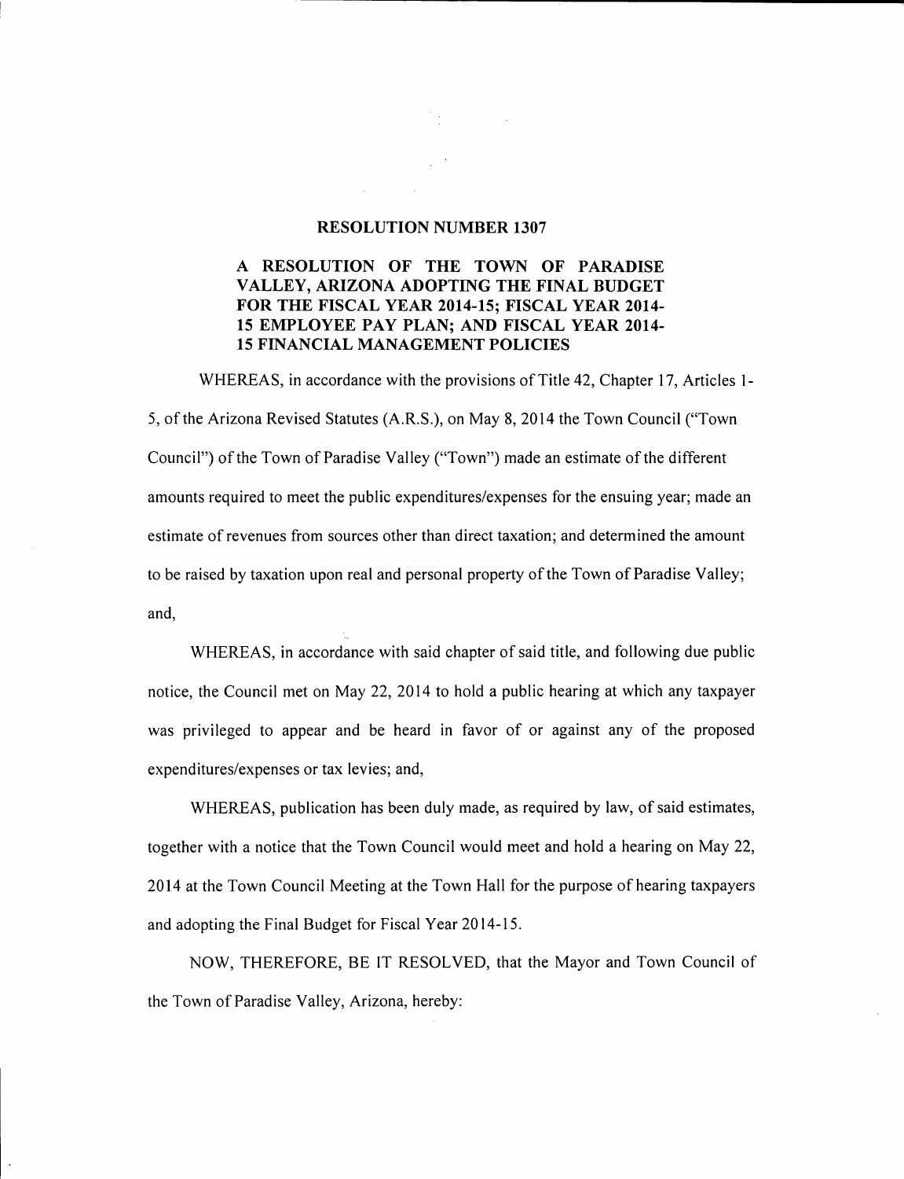# RESOLUTION NUMBER 1307

## A RESOLUTION OF THE TOWN OF PARADISE VALLEY, ARIZONA ADOPTING THE FINAL BUDGET FOR THE FISCAL YEAR 2014-15; FISCAL YEAR 2014-15 EMPLOYEE PAY PLAN; AND FISCAL YEAR 2014-15 FINANCIAL MANAGEMENT POLICIES

WHEREAS, in accordance with the provisions of Title 42, Chapter 17, Articles 1-5, of the Arizona Revised Statutes (A.R.S.), on May 8, 2014 the Town Council ("Town Council") of the Town of Paradise Valley ("Town") made an estimate of the different amounts required to meet the public expenditures/expenses for the ensuing year; made an estimate of revenues from sources other than direct taxation; and determined the amount to be raised by taxation upon real and personal property of the Town of Paradise Valley; and,

WHEREAS, in accordance with said chapter of said title, and following due public notice, the Council met on May 22, 2014 to hold a public hearing at which any taxpayer was privileged to appear and be heard in favor of or against any of the proposed expenditures/expenses or tax levies; and,

WHEREAS, publication has been duly made, as required by law, of said estimates, together with a notice that the Town Council would meet and hold a hearing on May 22, 2014 at the Town Council Meeting at the Town Hall for the purpose of hearing taxpayers and adopting the Final Budget for Fiscal Year 2014-15.

NOW, THEREFORE, BE IT RESOLVED, that the Mayor and Town Council of the Town of Paradise Valley, Arizona, hereby: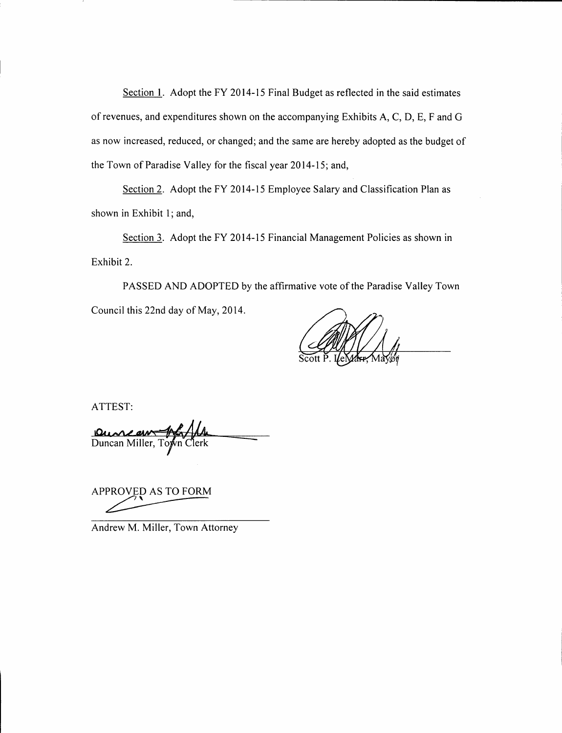Section 1. Adopt the FY 2014-15 Final Budget as reflected in the said estimates of revenues, and expenditures shown on the accompanying Exhibits A, C, D, E, F and G as now increased, reduced, or changed; and the same are hereby adopted as the budget of the Town of Paradise Valley for the fiscal year 2014-15; and,

Section 2. Adopt the FY 2014-15 Employee Salary and Classification Plan as shown in Exhibit 1; and,

Section 3. Adopt the FY 2014-15 Financial Management Policies as shown in Exhibit 2.

PASSED AND ADOPTED by the affirmative vote of the Paradise Valley Town Council this 22nd day of May, 2014.

Scott P. LeMarr, Mayor

ATTEST:

Duncan Miller, Town Clerk

APPROVED AS TO FORM

Andrew M. Miller, Town Attorney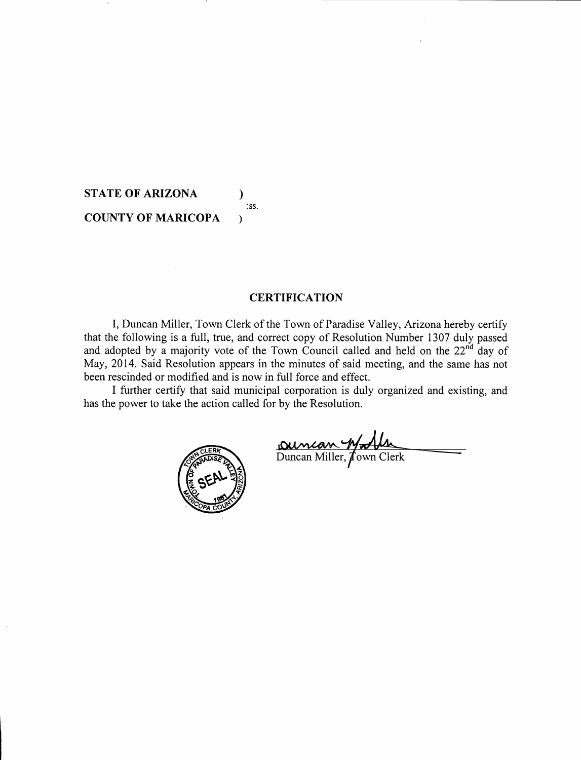**STATE OF ARIZONA** )
:ss.
**COUNTY OF MARICOPA** )

## CERTIFICATION

I, Duncan Miller, Town Clerk of the Town of Paradise Valley, Arizona hereby certify that the following is a full, true, and correct copy of Resolution Number 1307 duly passed and adopted by a majority vote of the Town Council called and held on the 22nd day of May, 2014. Said Resolution appears in the minutes of said meeting, and the same has not been rescinded or modified and is now in full force and effect.

I further certify that said municipal corporation is duly organized and existing, and has the power to take the action called for by the Resolution.

Duncan Miller

Duncan Miller, Town Clerk

TOWN OF PARADISE VALLEY CLERK SEAL 1961 MARICOPA COUNTY, ARIZONA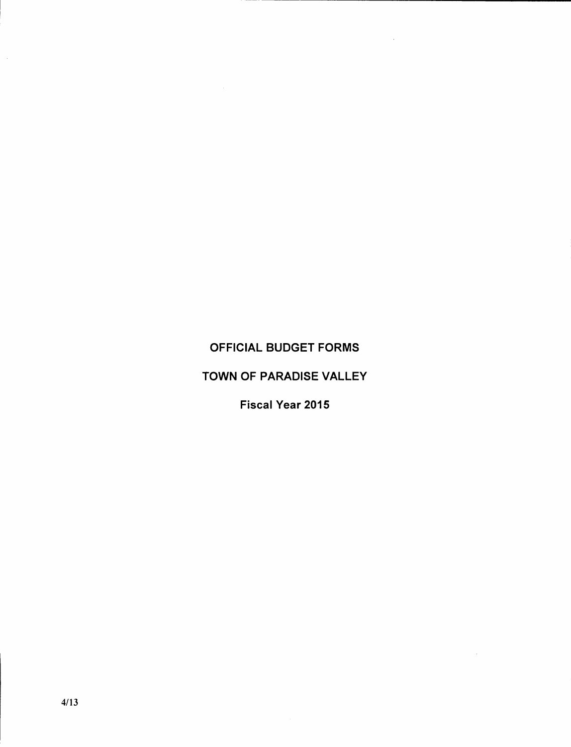# OFFICIAL BUDGET FORMS

# TOWN OF PARADISE VALLEY

## Fiscal Year 2015

4/13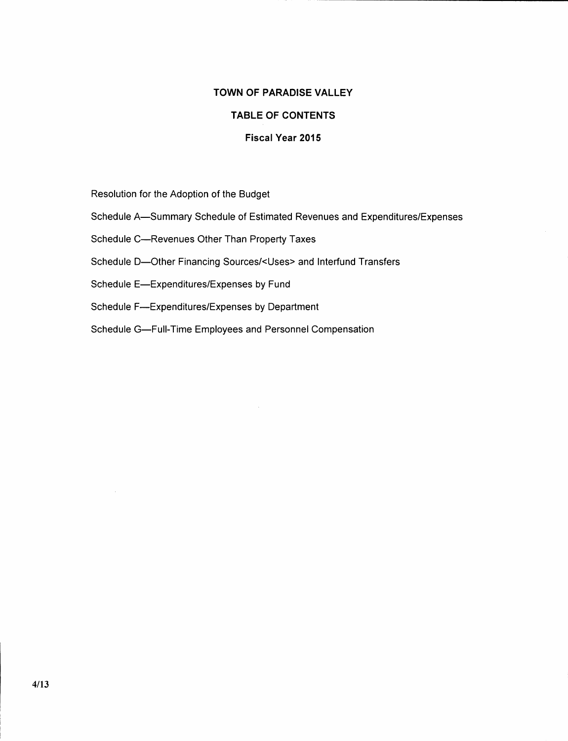# TOWN OF PARADISE VALLEY

## TABLE OF CONTENTS

### Fiscal Year 2015

Resolution for the Adoption of the Budget

Schedule A—Summary Schedule of Estimated Revenues and Expenditures/Expenses

Schedule C—Revenues Other Than Property Taxes

Schedule D—Other Financing Sources/<Uses> and Interfund Transfers

Schedule E—Expenditures/Expenses by Fund

Schedule F—Expenditures/Expenses by Department

Schedule G—Full-Time Employees and Personnel Compensation

4/13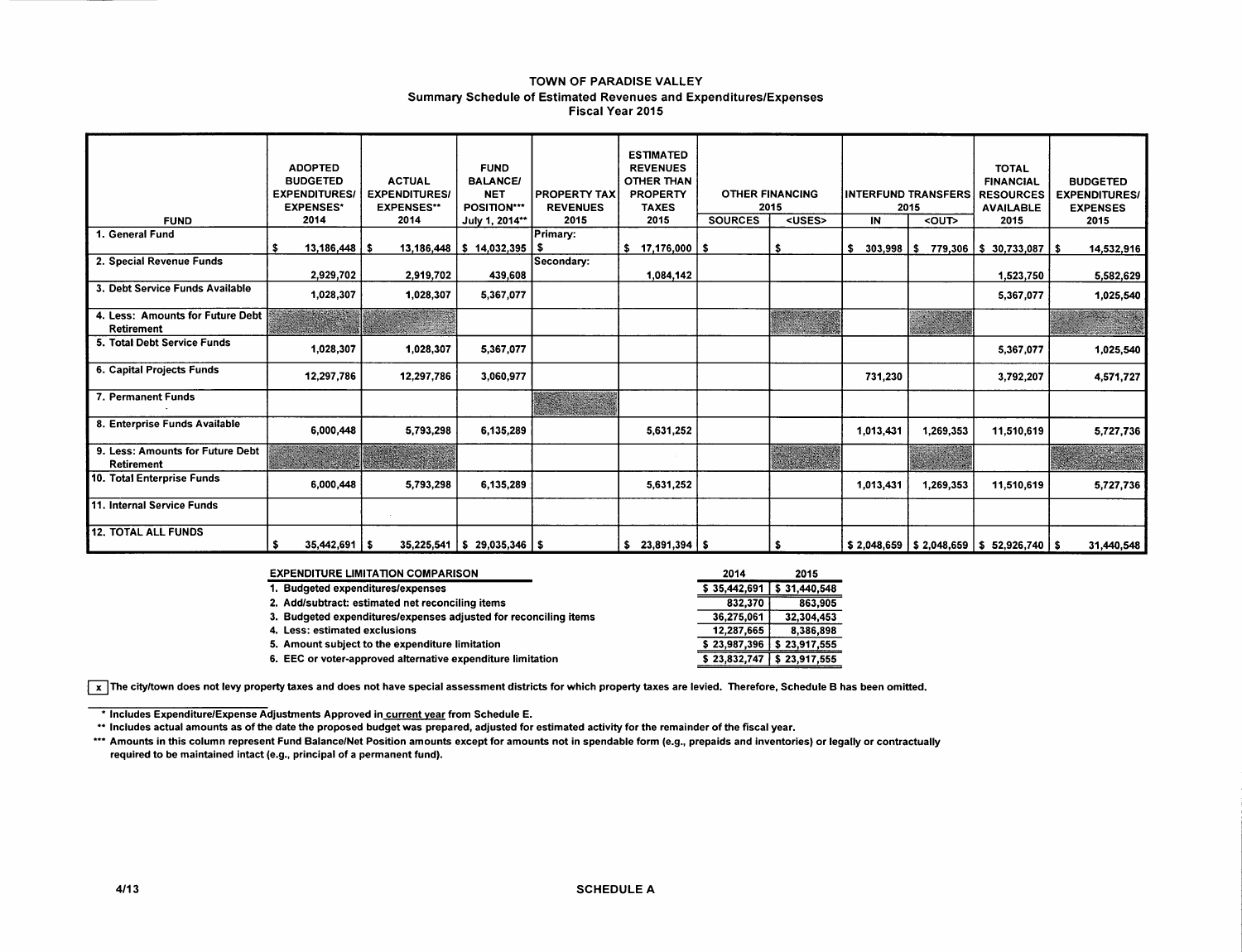# TOWN OF PARADISE VALLEY
## Summary Schedule of Estimated Revenues and Expenditures/Expenses
### Fiscal Year 2015

| FUND | ADOPTED BUDGETED EXPENDITURES/ EXPENSES* 2014 | ACTUAL EXPENDITURES/ EXPENSES** 2014 | FUND BALANCE/ NET POSITION*** July 1, 2014** | PROPERTY TAX REVENUES 2015 | ESTIMATED REVENUES OTHER THAN PROPERTY TAXES 2015 | OTHER FINANCING 2015 | | INTERFUND TRANSFERS 2015 | | TOTAL FINANCIAL RESOURCES AVAILABLE 2015 | BUDGETED EXPENDITURES/ EXPENSES 2015 |
|---|---|---|---|---|---|---|---|---|---|---|---|
| | | | | | | SOURCES | <USES> | IN | <OUT> | | |
| 1. General Fund | $ 13,186,448 | $ 13,186,448 | $ 14,032,395 | Primary: $ | $ 17,176,000 | $ | $ | $ 303,998 | $ 779,306 | $ 30,733,087 | $ 14,532,916 |
| 2. Special Revenue Funds | 2,929,702 | 2,919,702 | 439,608 | Secondary: | 1,084,142 | | | | | 1,523,750 | 5,582,629 |
| 3. Debt Service Funds Available | 1,028,307 | 1,028,307 | 5,367,077 | | | | | | | 5,367,077 | 1,025,540 |
| 4. Less: Amounts for Future Debt Retirement | | | | | | | | | | | |
| 5. Total Debt Service Funds | 1,028,307 | 1,028,307 | 5,367,077 | | | | | | | 5,367,077 | 1,025,540 |
| 6. Capital Projects Funds | 12,297,786 | 12,297,786 | 3,060,977 | | | | | 731,230 | | 3,792,207 | 4,571,727 |
| 7. Permanent Funds | | | | | | | | | | | |
| 8. Enterprise Funds Available | 6,000,448 | 5,793,298 | 6,135,289 | | 5,631,252 | | | 1,013,431 | 1,269,353 | 11,510,619 | 5,727,736 |
| 9. Less: Amounts for Future Debt Retirement | | | | | | | | | | | |
| 10. Total Enterprise Funds | 6,000,448 | 5,793,298 | 6,135,289 | | 5,631,252 | | | 1,013,431 | 1,269,353 | 11,510,619 | 5,727,736 |
| 11. Internal Service Funds | | | | | | | | | | | |
| 12. TOTAL ALL FUNDS | $ 35,442,691 | $ 35,225,541 | $ 29,035,346 | $ | $ 23,891,394 | $ | $ | $ 2,048,659 | $ 2,048,659 | $ 52,926,740 | $ 31,440,548 |

| EXPENDITURE LIMITATION COMPARISON | 2014 | 2015 |
|---|---|---|
| 1. Budgeted expenditures/expenses | $ 35,442,691 | $ 31,440,548 |
| 2. Add/subtract: estimated net reconciling items | 832,370 | 863,905 |
| 3. Budgeted expenditures/expenses adjusted for reconciling items | 36,275,061 | 32,304,453 |
| 4. Less: estimated exclusions | 12,287,665 | 8,386,898 |
| 5. Amount subject to the expenditure limitation | $ 23,987,396 | $ 23,917,555 |
| 6. EEC or voter-approved alternative expenditure limitation | $ 23,832,747 | $ 23,917,555 |

[x] The city/town does not levy property taxes and does not have special assessment districts for which property taxes are levied. Therefore, Schedule B has been omitted.

\* Includes Expenditure/Expense Adjustments Approved in current year from Schedule E.

** Includes actual amounts as of the date the proposed budget was prepared, adjusted for estimated activity for the remainder of the fiscal year.

*** Amounts in this column represent Fund Balance/Net Position amounts except for amounts not in spendable form (e.g., prepaids and inventories) or legally or contractually required to be maintained intact (e.g., principal of a permanent fund).

4/13

SCHEDULE A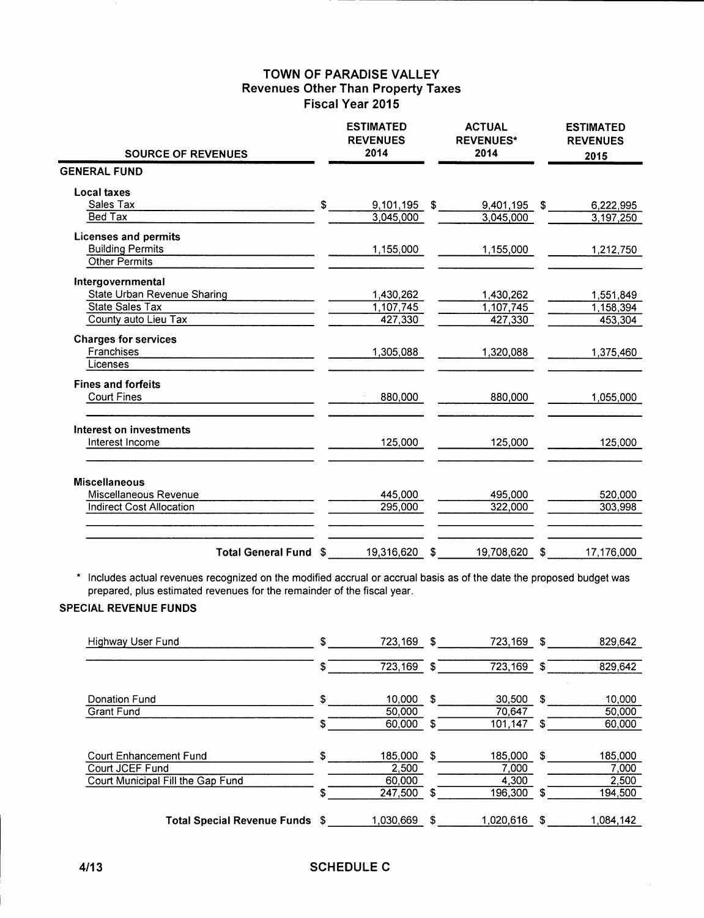# TOWN OF PARADISE VALLEY
## Revenues Other Than Property Taxes
## Fiscal Year 2015

| SOURCE OF REVENUES | ESTIMATED REVENUES 2014 | ACTUAL REVENUES* 2014 | ESTIMATED REVENUES 2015 |
|---|---|---|---|
| **GENERAL FUND** | | | |
| **Local taxes** | | | |
| Sales Tax | $ 9,101,195 | $ 9,401,195 | $ 6,222,995 |
| Bed Tax | 3,045,000 | 3,045,000 | 3,197,250 |
| **Licenses and permits** | | | |
| Building Permits | 1,155,000 | 1,155,000 | 1,212,750 |
| Other Permits | | | |
| **Intergovernmental** | | | |
| State Urban Revenue Sharing | 1,430,262 | 1,430,262 | 1,551,849 |
| State Sales Tax | 1,107,745 | 1,107,745 | 1,158,394 |
| County auto Lieu Tax | 427,330 | 427,330 | 453,304 |
| **Charges for services** | | | |
| Franchises | 1,305,088 | 1,320,088 | 1,375,460 |
| Licenses | | | |
| **Fines and forfeits** | | | |
| Court Fines | 880,000 | 880,000 | 1,055,000 |
| **Interest on investments** | | | |
| Interest Income | 125,000 | 125,000 | 125,000 |
| **Miscellaneous** | | | |
| Miscellaneous Revenue | 445,000 | 495,000 | 520,000 |
| Indirect Cost Allocation | 295,000 | 322,000 | 303,998 |
| **Total General Fund** | $ 19,316,620 | $ 19,708,620 | $ 17,176,000 |

\* Includes actual revenues recognized on the modified accrual or accrual basis as of the date the proposed budget was prepared, plus estimated revenues for the remainder of the fiscal year.

**SPECIAL REVENUE FUNDS**

| SOURCE OF REVENUES | ESTIMATED REVENUES 2014 | ACTUAL REVENUES* 2014 | ESTIMATED REVENUES 2015 |
|---|---|---|---|
| Highway User Fund | $ 723,169 | $ 723,169 | $ 829,642 |
| | $ 723,169 | $ 723,169 | $ 829,642 |
| Donation Fund | $ 10,000 | $ 30,500 | $ 10,000 |
| Grant Fund | 50,000 | 70,647 | 50,000 |
| | $ 60,000 | $ 101,147 | $ 60,000 |
| Court Enhancement Fund | $ 185,000 | $ 185,000 | $ 185,000 |
| Court JCEF Fund | 2,500 | 7,000 | 7,000 |
| Court Municipal Fill the Gap Fund | 60,000 | 4,300 | 2,500 |
| | $ 247,500 | $ 196,300 | $ 194,500 |
| **Total Special Revenue Funds** | $ 1,030,669 | $ 1,020,616 | $ 1,084,142 |

4/13

**SCHEDULE C**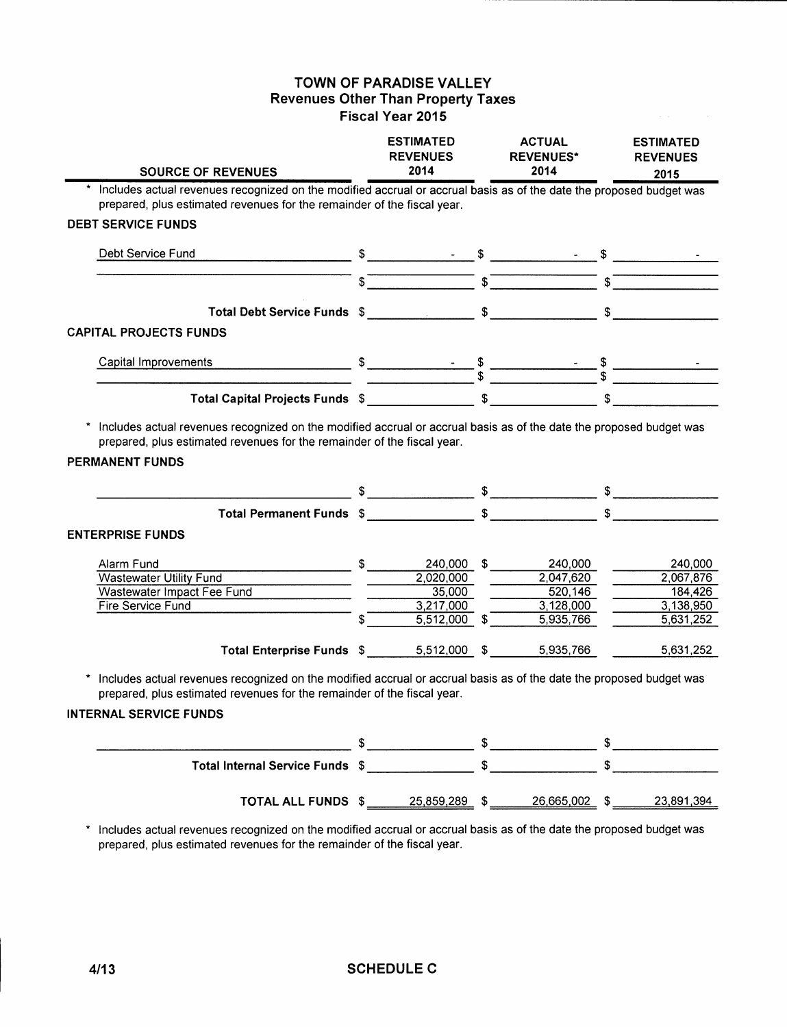# TOWN OF PARADISE VALLEY
## Revenues Other Than Property Taxes
### Fiscal Year 2015

| SOURCE OF REVENUES | ESTIMATED REVENUES 2014 | ACTUAL REVENUES* 2014 | ESTIMATED REVENUES 2015 |
|---|---|---|---|

\* Includes actual revenues recognized on the modified accrual or accrual basis as of the date the proposed budget was prepared, plus estimated revenues for the remainder of the fiscal year.

**DEBT SERVICE FUNDS**

| SOURCE OF REVENUES | ESTIMATED REVENUES 2014 | ACTUAL REVENUES* 2014 | ESTIMATED REVENUES 2015 |
|---|---|---|---|
| Debt Service Fund | $ - | $ - | $ - |
| | $ | $ | $ |
| **Total Debt Service Funds** | $ | $ | $ |

**CAPITAL PROJECTS FUNDS**

| SOURCE OF REVENUES | ESTIMATED REVENUES 2014 | ACTUAL REVENUES* 2014 | ESTIMATED REVENUES 2015 |
|---|---|---|---|
| Capital Improvements | $ - | $ - | $ - |
| | | $ | $ |
| **Total Capital Projects Funds** | $ | $ | $ |

\* Includes actual revenues recognized on the modified accrual or accrual basis as of the date the proposed budget was prepared, plus estimated revenues for the remainder of the fiscal year.

**PERMANENT FUNDS**

| SOURCE OF REVENUES | ESTIMATED REVENUES 2014 | ACTUAL REVENUES* 2014 | ESTIMATED REVENUES 2015 |
|---|---|---|---|
| | $ | $ | $ |
| **Total Permanent Funds** | $ | $ | $ |

**ENTERPRISE FUNDS**

| SOURCE OF REVENUES | ESTIMATED REVENUES 2014 | ACTUAL REVENUES* 2014 | ESTIMATED REVENUES 2015 |
|---|---|---|---|
| Alarm Fund | $ 240,000 | $ 240,000 | 240,000 |
| Wastewater Utility Fund | 2,020,000 | 2,047,620 | 2,067,876 |
| Wastewater Impact Fee Fund | 35,000 | 520,146 | 184,426 |
| Fire Service Fund | 3,217,000 | 3,128,000 | 3,138,950 |
| | $ 5,512,000 | $ 5,935,766 | 5,631,252 |
| **Total Enterprise Funds** | $ 5,512,000 | $ 5,935,766 | 5,631,252 |

\* Includes actual revenues recognized on the modified accrual or accrual basis as of the date the proposed budget was prepared, plus estimated revenues for the remainder of the fiscal year.

**INTERNAL SERVICE FUNDS**

| SOURCE OF REVENUES | ESTIMATED REVENUES 2014 | ACTUAL REVENUES* 2014 | ESTIMATED REVENUES 2015 |
|---|---|---|---|
| | $ | $ | $ |
| **Total Internal Service Funds** | $ | $ | $ |
| **TOTAL ALL FUNDS** | $ 25,859,289 | $ 26,665,002 | $ 23,891,394 |

\* Includes actual revenues recognized on the modified accrual or accrual basis as of the date the proposed budget was prepared, plus estimated revenues for the remainder of the fiscal year.

4/13 **SCHEDULE C**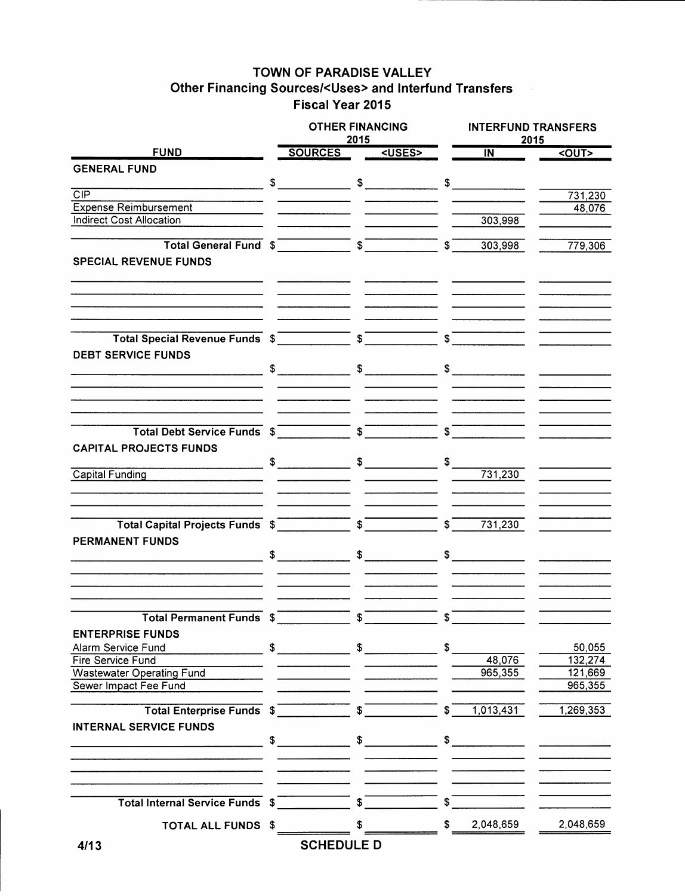# TOWN OF PARADISE VALLEY
## Other Financing Sources/<Uses> and Interfund Transfers
### Fiscal Year 2015

| FUND | OTHER FINANCING 2015 | | INTERFUND TRANSFERS 2015 | |
|---|---|---|---|---|
| | SOURCES | <USES> | IN | <OUT> |
| **GENERAL FUND** | | | | |
| | $ | $ | $ | |
| CIP | | | | 731,230 |
| Expense Reimbursement | | | | 48,076 |
| Indirect Cost Allocation | | | 303,998 | |
| **Total General Fund** | $ | $ | $ 303,998 | 779,306 |
| **SPECIAL REVENUE FUNDS** | | | | |
| **Total Special Revenue Funds** | $ | $ | $ | |
| **DEBT SERVICE FUNDS** | | | | |
| | $ | $ | $ | |
| **Total Debt Service Funds** | $ | $ | $ | |
| **CAPITAL PROJECTS FUNDS** | | | | |
| | $ | $ | $ | |
| Capital Funding | | | 731,230 | |
| **Total Capital Projects Funds** | $ | $ | $ 731,230 | |
| **PERMANENT FUNDS** | | | | |
| | $ | $ | $ | |
| **Total Permanent Funds** | $ | $ | $ | |
| **ENTERPRISE FUNDS** | | | | |
| Alarm Service Fund | $ | $ | $ | 50,055 |
| Fire Service Fund | | | 48,076 | 132,274 |
| Wastewater Operating Fund | | | 965,355 | 121,669 |
| Sewer Impact Fee Fund | | | | 965,355 |
| **Total Enterprise Funds** | $ | $ | $ 1,013,431 | 1,269,353 |
| **INTERNAL SERVICE FUNDS** | | | | |
| | $ | $ | $ | |
| **Total Internal Service Funds** | $ | $ | $ | |
| **TOTAL ALL FUNDS** | $ | $ | $ 2,048,659 | 2,048,659 |

4/13

**SCHEDULE D**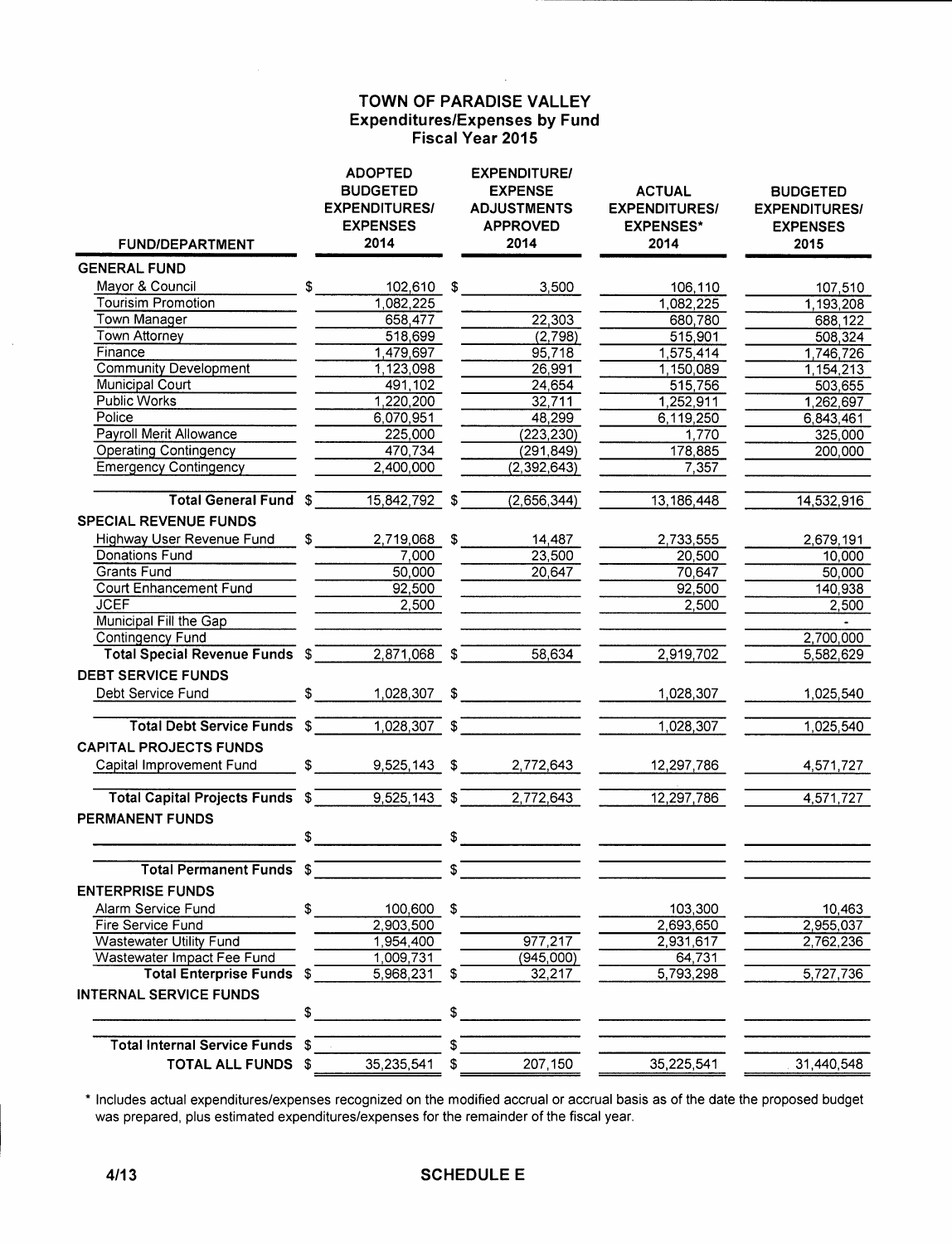# TOWN OF PARADISE VALLEY
## Expenditures/Expenses by Fund
### Fiscal Year 2015

| FUND/DEPARTMENT | ADOPTED BUDGETED EXPENDITURES/ EXPENSES 2014 | EXPENDITURE/ EXPENSE ADJUSTMENTS APPROVED 2014 | ACTUAL EXPENDITURES/ EXPENSES* 2014 | BUDGETED EXPENDITURES/ EXPENSES 2015 |
|---|---|---|---|---|
| **GENERAL FUND** | | | | |
| Mayor & Council | $ 102,610 | $ 3,500 | 106,110 | 107,510 |
| Tourisim Promotion | 1,082,225 | | 1,082,225 | 1,193,208 |
| Town Manager | 658,477 | 22,303 | 680,780 | 688,122 |
| Town Attorney | 518,699 | (2,798) | 515,901 | 508,324 |
| Finance | 1,479,697 | 95,718 | 1,575,414 | 1,746,726 |
| Community Development | 1,123,098 | 26,991 | 1,150,089 | 1,154,213 |
| Municipal Court | 491,102 | 24,654 | 515,756 | 503,655 |
| Public Works | 1,220,200 | 32,711 | 1,252,911 | 1,262,697 |
| Police | 6,070,951 | 48,299 | 6,119,250 | 6,843,461 |
| Payroll Merit Allowance | 225,000 | (223,230) | 1,770 | 325,000 |
| Operating Contingency | 470,734 | (291,849) | 178,885 | 200,000 |
| Emergency Contingency | 2,400,000 | (2,392,643) | 7,357 | |
| **Total General Fund** | $ 15,842,792 | $ (2,656,344) | 13,186,448 | 14,532,916 |
| **SPECIAL REVENUE FUNDS** | | | | |
| Highway User Revenue Fund | $ 2,719,068 | $ 14,487 | 2,733,555 | 2,679,191 |
| Donations Fund | 7,000 | 23,500 | 20,500 | 10,000 |
| Grants Fund | 50,000 | 20,647 | 70,647 | 50,000 |
| Court Enhancement Fund | 92,500 | | 92,500 | 140,938 |
| JCEF | 2,500 | | 2,500 | 2,500 |
| Municipal Fill the Gap | | | | - |
| Contingency Fund | | | | 2,700,000 |
| **Total Special Revenue Funds** | $ 2,871,068 | $ 58,634 | 2,919,702 | 5,582,629 |
| **DEBT SERVICE FUNDS** | | | | |
| Debt Service Fund | $ 1,028,307 | $ | 1,028,307 | 1,025,540 |
| **Total Debt Service Funds** | $ 1,028,307 | $ | 1,028,307 | 1,025,540 |
| **CAPITAL PROJECTS FUNDS** | | | | |
| Capital Improvement Fund | $ 9,525,143 | $ 2,772,643 | 12,297,786 | 4,571,727 |
| **Total Capital Projects Funds** | $ 9,525,143 | $ 2,772,643 | 12,297,786 | 4,571,727 |
| **PERMANENT FUNDS** | | | | |
| | $ | $ | | |
| **Total Permanent Funds** | $ | $ | | |
| **ENTERPRISE FUNDS** | | | | |
| Alarm Service Fund | $ 100,600 | $ | 103,300 | 10,463 |
| Fire Service Fund | 2,903,500 | | 2,693,650 | 2,955,037 |
| Wastewater Utility Fund | 1,954,400 | 977,217 | 2,931,617 | 2,762,236 |
| Wastewater Impact Fee Fund | 1,009,731 | (945,000) | 64,731 | |
| **Total Enterprise Funds** | $ 5,968,231 | $ 32,217 | 5,793,298 | 5,727,736 |
| **INTERNAL SERVICE FUNDS** | | | | |
| | $ | $ | | |
| **Total Internal Service Funds** | $ | $ | | |
| **TOTAL ALL FUNDS** | $ 35,235,541 | $ 207,150 | 35,225,541 | 31,440,548 |

\* Includes actual expenditures/expenses recognized on the modified accrual or accrual basis as of the date the proposed budget was prepared, plus estimated expenditures/expenses for the remainder of the fiscal year.

4/13 **SCHEDULE E**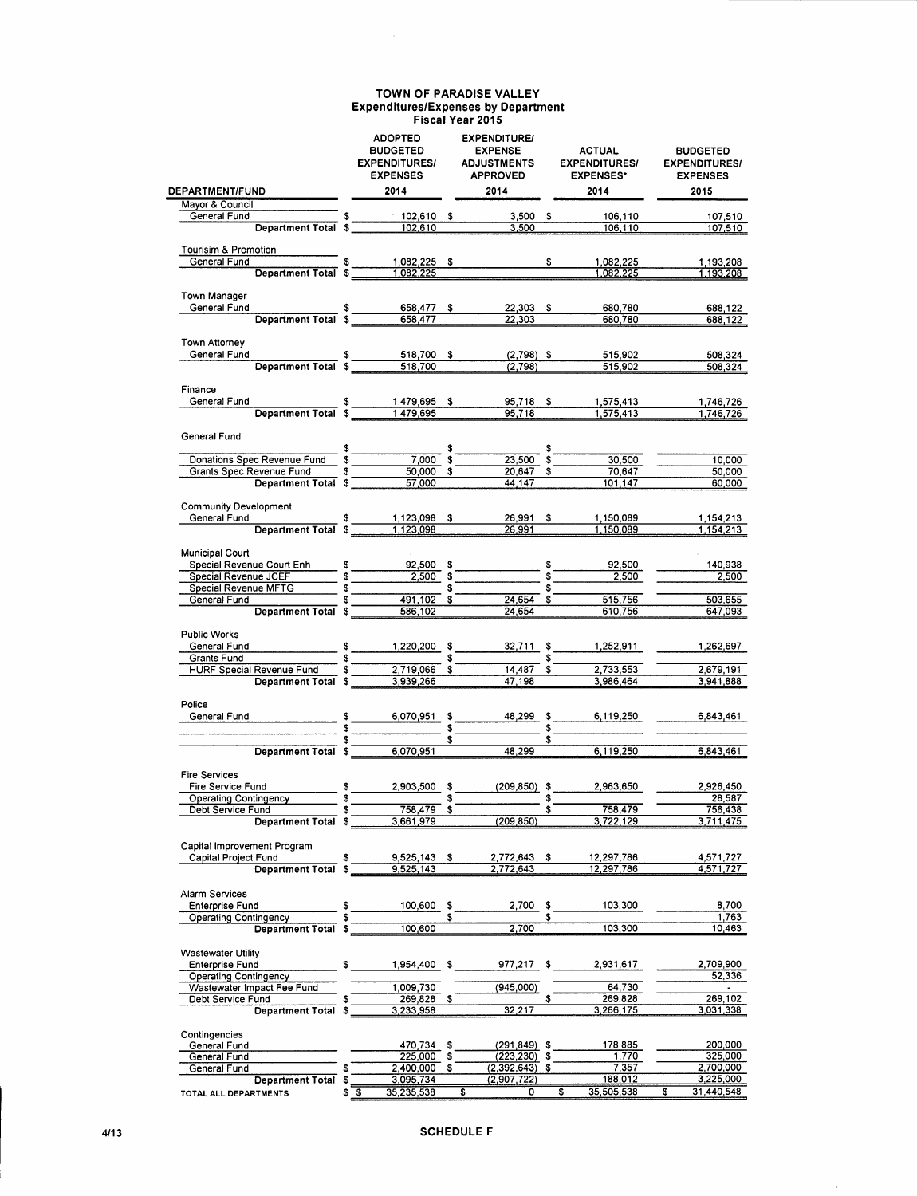# TOWN OF PARADISE VALLEY
## Expenditures/Expenses by Department
### Fiscal Year 2015

| DEPARTMENT/FUND | ADOPTED BUDGETED EXPENDITURES/ EXPENSES 2014 | EXPENDITURE/ EXPENSE ADJUSTMENTS APPROVED 2014 | ACTUAL EXPENDITURES/ EXPENSES* 2014 | BUDGETED EXPENDITURES/ EXPENSES 2015 |
|---|---|---|---|---|
| **Mayor & Council** | | | | |
| General Fund | $ 102,610 | $ 3,500 | $ 106,110 | 107,510 |
| Department Total | $ 102,610 | 3,500 | 106,110 | 107,510 |
| **Tourisim & Promotion** | | | | |
| General Fund | $ 1,082,225 | $ | $ 1,082,225 | 1,193,208 |
| Department Total | $ 1,082,225 | | 1,082,225 | 1,193,208 |
| **Town Manager** | | | | |
| General Fund | $ 658,477 | $ 22,303 | $ 680,780 | 688,122 |
| Department Total | $ 658,477 | 22,303 | 680,780 | 688,122 |
| **Town Attorney** | | | | |
| General Fund | $ 518,700 | $ (2,798) | $ 515,902 | 508,324 |
| Department Total | $ 518,700 | (2,798) | 515,902 | 508,324 |
| **Finance** | | | | |
| General Fund | $ 1,479,695 | $ 95,718 | $ 1,575,413 | 1,746,726 |
| Department Total | $ 1,479,695 | 95,718 | 1,575,413 | 1,746,726 |
| **General Fund** | | | | |
| | $ | $ | $ | |
| Donations Spec Revenue Fund | $ 7,000 | $ 23,500 | $ 30,500 | 10,000 |
| Grants Spec Revenue Fund | $ 50,000 | $ 20,647 | $ 70,647 | 50,000 |
| Department Total | $ 57,000 | 44,147 | 101,147 | 60,000 |
| **Community Development** | | | | |
| General Fund | $ 1,123,098 | $ 26,991 | $ 1,150,089 | 1,154,213 |
| Department Total | $ 1,123,098 | 26,991 | 1,150,089 | 1,154,213 |
| **Municipal Court** | | | | |
| Special Revenue Court Enh | $ 92,500 | $ | $ 92,500 | 140,938 |
| Special Revenue JCEF | $ 2,500 | $ | $ 2,500 | 2,500 |
| Special Revenue MFTG | $ | $ | $ | |
| General Fund | $ 491,102 | $ 24,654 | $ 515,756 | 503,655 |
| Department Total | $ 586,102 | 24,654 | 610,756 | 647,093 |
| **Public Works** | | | | |
| General Fund | $ 1,220,200 | $ 32,711 | $ 1,252,911 | 1,262,697 |
| Grants Fund | $ | $ | $ | |
| HURF Special Revenue Fund | $ 2,719,066 | $ 14,487 | $ 2,733,553 | 2,679,191 |
| Department Total | $ 3,939,266 | 47,198 | 3,986,464 | 3,941,888 |
| **Police** | | | | |
| General Fund | $ 6,070,951 | $ 48,299 | $ 6,119,250 | 6,843,461 |
| | $ | $ | $ | |
| | $ | $ | $ | |
| Department Total | $ 6,070,951 | 48,299 | 6,119,250 | 6,843,461 |
| **Fire Services** | | | | |
| Fire Service Fund | $ 2,903,500 | $ (209,850) | $ 2,963,650 | 2,926,450 |
| Operating Contingency | $ | $ | $ | 28,587 |
| Debt Service Fund | $ 758,479 | $ | $ 758,479 | 756,438 |
| Department Total | $ 3,661,979 | (209,850) | 3,722,129 | 3,711,475 |
| **Capital Improvement Program** | | | | |
| Capital Project Fund | $ 9,525,143 | $ 2,772,643 | $ 12,297,786 | 4,571,727 |
| Department Total | $ 9,525,143 | 2,772,643 | 12,297,786 | 4,571,727 |
| **Alarm Services** | | | | |
| Enterprise Fund | $ 100,600 | $ 2,700 | $ 103,300 | 8,700 |
| Operating Contingency | $ | $ | $ | 1,763 |
| Department Total | $ 100,600 | 2,700 | 103,300 | 10,463 |
| **Wastewater Utility** | | | | |
| Enterprise Fund | $ 1,954,400 | $ 977,217 | $ 2,931,617 | 2,709,900 |
| Operating Contingency | | | | 52,336 |
| Wastewater Impact Fee Fund | 1,009,730 | (945,000) | 64,730 | - |
| Debt Service Fund | $ 269,828 | $ | $ 269,828 | 269,102 |
| Department Total | $ 3,233,958 | 32,217 | 3,266,175 | 3,031,338 |
| **Contingencies** | | | | |
| General Fund | 470,734 | $ (291,849) | $ 178,885 | 200,000 |
| General Fund | 225,000 | $ (223,230) | $ 1,770 | 325,000 |
| General Fund | $ 2,400,000 | $ (2,392,643) | $ 7,357 | 2,700,000 |
| Department Total | $ 3,095,734 | (2,907,722) | 188,012 | 3,225,000 |
| **TOTAL ALL DEPARTMENTS** | $ 35,235,538 | $ 0 | $ 35,505,538 | $ 31,440,548 |

4/13

SCHEDULE F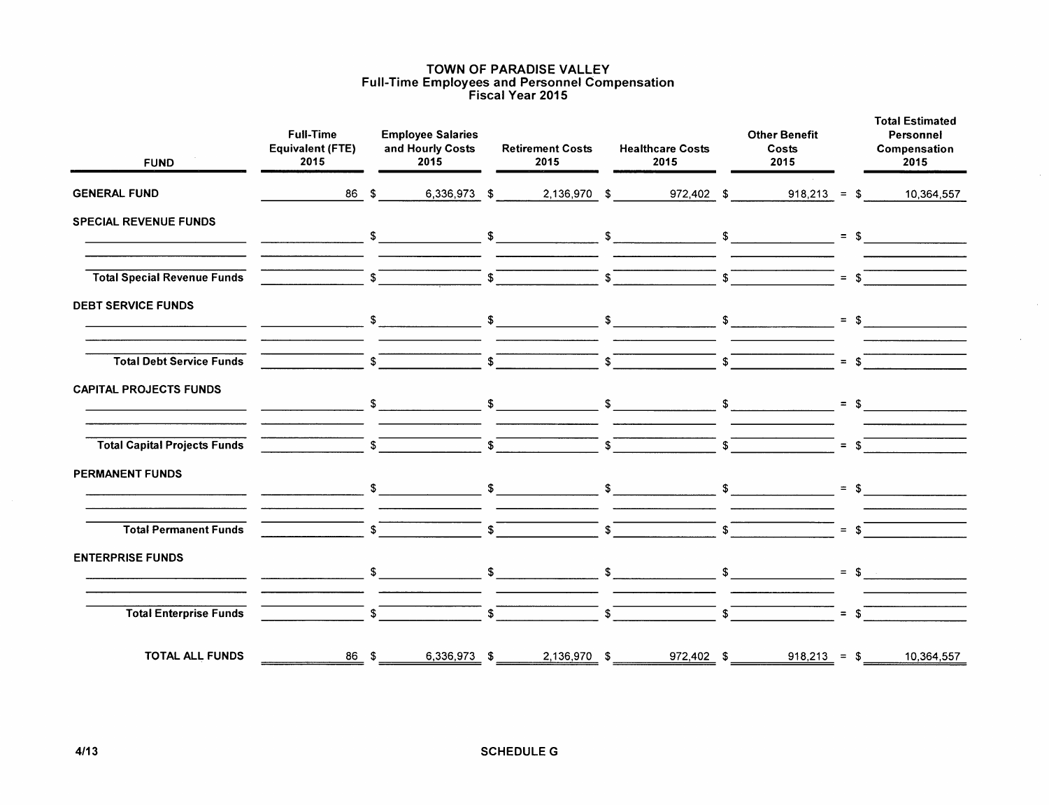# TOWN OF PARADISE VALLEY
## Full-Time Employees and Personnel Compensation
## Fiscal Year 2015

| FUND | Full-Time Equivalent (FTE) 2015 | Employee Salaries and Hourly Costs 2015 | Retirement Costs 2015 | Healthcare Costs 2015 | Other Benefit Costs 2015 | | Total Estimated Personnel Compensation 2015 |
|---|---|---|---|---|---|---|---|
| **GENERAL FUND** | 86 | $ 6,336,973 | $ 2,136,970 | $ 972,402 | $ 918,213 | = | $ 10,364,557 |
| **SPECIAL REVENUE FUNDS** | | | | | | | |
| | | $ | $ | $ | $ | = | $ |
| **Total Special Revenue Funds** | | $ | $ | $ | $ | = | $ |
| **DEBT SERVICE FUNDS** | | | | | | | |
| | | $ | $ | $ | $ | = | $ |
| **Total Debt Service Funds** | | $ | $ | $ | $ | = | $ |
| **CAPITAL PROJECTS FUNDS** | | | | | | | |
| | | $ | $ | $ | $ | = | $ |
| **Total Capital Projects Funds** | | $ | $ | $ | $ | = | $ |
| **PERMANENT FUNDS** | | | | | | | |
| | | $ | $ | $ | $ | = | $ |
| **Total Permanent Funds** | | $ | $ | $ | $ | = | $ |
| **ENTERPRISE FUNDS** | | | | | | | |
| | | $ | $ | $ | $ | = | $ |
| **Total Enterprise Funds** | | $ | $ | $ | $ | = | $ |
| **TOTAL ALL FUNDS** | 86 | $ 6,336,973 | $ 2,136,970 | $ 972,402 | $ 918,213 | = | $ 10,364,557 |

4/13

SCHEDULE G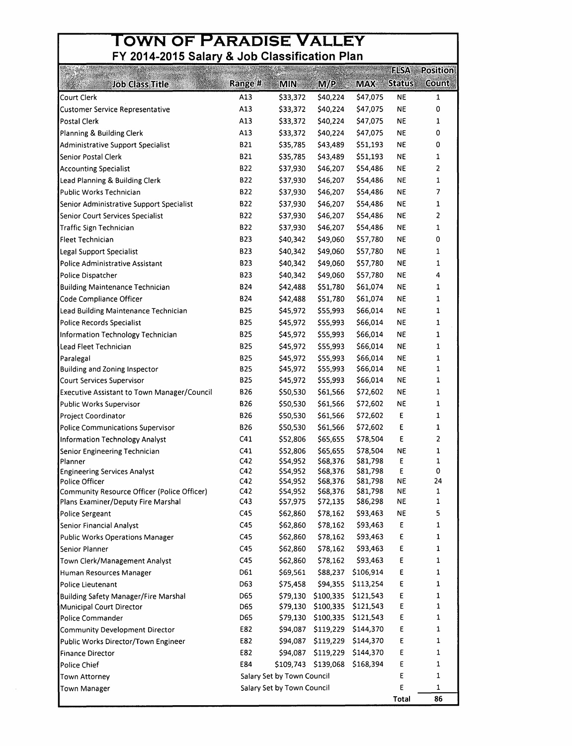# TOWN OF PARADISE VALLEY

## FY 2014-2015 Salary & Job Classification Plan

| Job Class Title | Range # | MIN | M/P | MAX | FLSA Status | Position Count |
|---|---|---|---|---|---|---|
| Court Clerk | A13 | $33,372 | $40,224 | $47,075 | NE | 1 |
| Customer Service Representative | A13 | $33,372 | $40,224 | $47,075 | NE | 0 |
| Postal Clerk | A13 | $33,372 | $40,224 | $47,075 | NE | 1 |
| Planning & Building Clerk | A13 | $33,372 | $40,224 | $47,075 | NE | 0 |
| Administrative Support Specialist | B21 | $35,785 | $43,489 | $51,193 | NE | 0 |
| Senior Postal Clerk | B21 | $35,785 | $43,489 | $51,193 | NE | 1 |
| Accounting Specialist | B22 | $37,930 | $46,207 | $54,486 | NE | 2 |
| Lead Planning & Building Clerk | B22 | $37,930 | $46,207 | $54,486 | NE | 1 |
| Public Works Technician | B22 | $37,930 | $46,207 | $54,486 | NE | 7 |
| Senior Administrative Support Specialist | B22 | $37,930 | $46,207 | $54,486 | NE | 1 |
| Senior Court Services Specialist | B22 | $37,930 | $46,207 | $54,486 | NE | 2 |
| Traffic Sign Technician | B22 | $37,930 | $46,207 | $54,486 | NE | 1 |
| Fleet Technician | B23 | $40,342 | $49,060 | $57,780 | NE | 0 |
| Legal Support Specialist | B23 | $40,342 | $49,060 | $57,780 | NE | 1 |
| Police Administrative Assistant | B23 | $40,342 | $49,060 | $57,780 | NE | 1 |
| Police Dispatcher | B23 | $40,342 | $49,060 | $57,780 | NE | 4 |
| Building Maintenance Technician | B24 | $42,488 | $51,780 | $61,074 | NE | 1 |
| Code Compliance Officer | B24 | $42,488 | $51,780 | $61,074 | NE | 1 |
| Lead Building Maintenance Technician | B25 | $45,972 | $55,993 | $66,014 | NE | 1 |
| Police Records Specialist | B25 | $45,972 | $55,993 | $66,014 | NE | 1 |
| Information Technology Technician | B25 | $45,972 | $55,993 | $66,014 | NE | 1 |
| Lead Fleet Technician | B25 | $45,972 | $55,993 | $66,014 | NE | 1 |
| Paralegal | B25 | $45,972 | $55,993 | $66,014 | NE | 1 |
| Building and Zoning Inspector | B25 | $45,972 | $55,993 | $66,014 | NE | 1 |
| Court Services Supervisor | B25 | $45,972 | $55,993 | $66,014 | NE | 1 |
| Executive Assistant to Town Manager/Council | B26 | $50,530 | $61,566 | $72,602 | NE | 1 |
| Public Works Supervisor | B26 | $50,530 | $61,566 | $72,602 | NE | 1 |
| Project Coordinator | B26 | $50,530 | $61,566 | $72,602 | E | 1 |
| Police Communications Supervisor | B26 | $50,530 | $61,566 | $72,602 | E | 1 |
| Information Technology Analyst | C41 | $52,806 | $65,655 | $78,504 | E | 2 |
| Senior Engineering Technician | C41 | $52,806 | $65,655 | $78,504 | NE | 1 |
| Planner | C42 | $54,952 | $68,376 | $81,798 | E | 1 |
| Engineering Services Analyst | C42 | $54,952 | $68,376 | $81,798 | E | 0 |
| Police Officer | C42 | $54,952 | $68,376 | $81,798 | NE | 24 |
| Community Resource Officer (Police Officer) | C42 | $54,952 | $68,376 | $81,798 | NE | 1 |
| Plans Examiner/Deputy Fire Marshal | C43 | $57,975 | $72,135 | $86,298 | NE | 1 |
| Police Sergeant | C45 | $62,860 | $78,162 | $93,463 | NE | 5 |
| Senior Financial Analyst | C45 | $62,860 | $78,162 | $93,463 | E | 1 |
| Public Works Operations Manager | C45 | $62,860 | $78,162 | $93,463 | E | 1 |
| Senior Planner | C45 | $62,860 | $78,162 | $93,463 | E | 1 |
| Town Clerk/Management Analyst | C45 | $62,860 | $78,162 | $93,463 | E | 1 |
| Human Resources Manager | D61 | $69,561 | $88,237 | $106,914 | E | 1 |
| Police Lieutenant | D63 | $75,458 | $94,355 | $113,254 | E | 1 |
| Building Safety Manager/Fire Marshal | D65 | $79,130 | $100,335 | $121,543 | E | 1 |
| Municipal Court Director | D65 | $79,130 | $100,335 | $121,543 | E | 1 |
| Police Commander | D65 | $79,130 | $100,335 | $121,543 | E | 1 |
| Community Development Director | E82 | $94,087 | $119,229 | $144,370 | E | 1 |
| Public Works Director/Town Engineer | E82 | $94,087 | $119,229 | $144,370 | E | 1 |
| Finance Director | E82 | $94,087 | $119,229 | $144,370 | E | 1 |
| Police Chief | E84 | $109,743 | $139,068 | $168,394 | E | 1 |
| Town Attorney | Salary Set by Town Council | | | | E | 1 |
| Town Manager | Salary Set by Town Council | | | | E | 1 |
| | | | | | Total | 86 |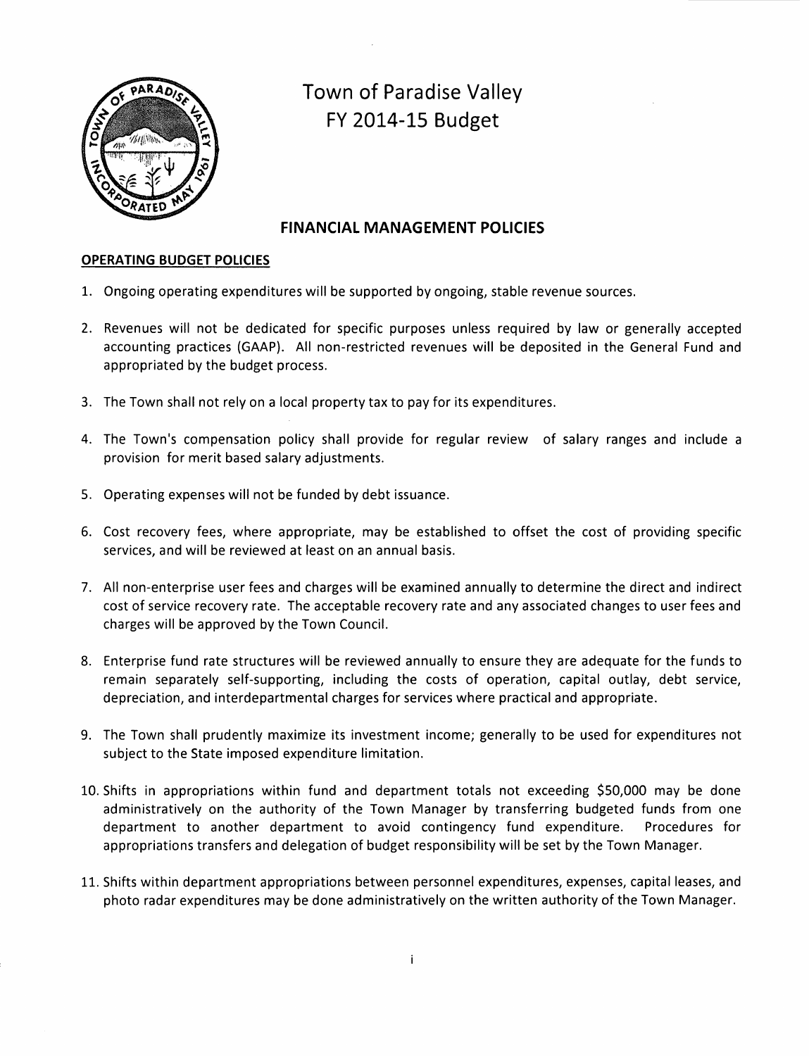# Town of Paradise Valley
# FY 2014-15 Budget

## FINANCIAL MANAGEMENT POLICIES

### OPERATING BUDGET POLICIES

1. Ongoing operating expenditures will be supported by ongoing, stable revenue sources.

2. Revenues will not be dedicated for specific purposes unless required by law or generally accepted accounting practices (GAAP). All non-restricted revenues will be deposited in the General Fund and appropriated by the budget process.

3. The Town shall not rely on a local property tax to pay for its expenditures.

4. The Town's compensation policy shall provide for regular review of salary ranges and include a provision for merit based salary adjustments.

5. Operating expenses will not be funded by debt issuance.

6. Cost recovery fees, where appropriate, may be established to offset the cost of providing specific services, and will be reviewed at least on an annual basis.

7. All non-enterprise user fees and charges will be examined annually to determine the direct and indirect cost of service recovery rate. The acceptable recovery rate and any associated changes to user fees and charges will be approved by the Town Council.

8. Enterprise fund rate structures will be reviewed annually to ensure they are adequate for the funds to remain separately self-supporting, including the costs of operation, capital outlay, debt service, depreciation, and interdepartmental charges for services where practical and appropriate.

9. The Town shall prudently maximize its investment income; generally to be used for expenditures not subject to the State imposed expenditure limitation.

10. Shifts in appropriations within fund and department totals not exceeding $50,000 may be done administratively on the authority of the Town Manager by transferring budgeted funds from one department to another department to avoid contingency fund expenditure. Procedures for appropriations transfers and delegation of budget responsibility will be set by the Town Manager.

11. Shifts within department appropriations between personnel expenditures, expenses, capital leases, and photo radar expenditures may be done administratively on the written authority of the Town Manager.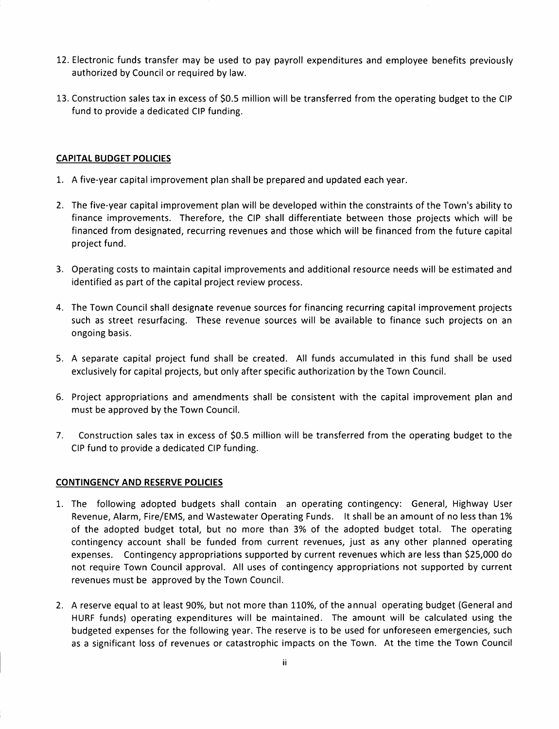12. Electronic funds transfer may be used to pay payroll expenditures and employee benefits previously authorized by Council or required by law.

13. Construction sales tax in excess of $0.5 million will be transferred from the operating budget to the CIP fund to provide a dedicated CIP funding.

## CAPITAL BUDGET POLICIES

1. A five-year capital improvement plan shall be prepared and updated each year.

2. The five-year capital improvement plan will be developed within the constraints of the Town's ability to finance improvements. Therefore, the CIP shall differentiate between those projects which will be financed from designated, recurring revenues and those which will be financed from the future capital project fund.

3. Operating costs to maintain capital improvements and additional resource needs will be estimated and identified as part of the capital project review process.

4. The Town Council shall designate revenue sources for financing recurring capital improvement projects such as street resurfacing. These revenue sources will be available to finance such projects on an ongoing basis.

5. A separate capital project fund shall be created. All funds accumulated in this fund shall be used exclusively for capital projects, but only after specific authorization by the Town Council.

6. Project appropriations and amendments shall be consistent with the capital improvement plan and must be approved by the Town Council.

7. Construction sales tax in excess of $0.5 million will be transferred from the operating budget to the CIP fund to provide a dedicated CIP funding.

## CONTINGENCY AND RESERVE POLICIES

1. The following adopted budgets shall contain an operating contingency: General, Highway User Revenue, Alarm, Fire/EMS, and Wastewater Operating Funds. It shall be an amount of no less than 1% of the adopted budget total, but no more than 3% of the adopted budget total. The operating contingency account shall be funded from current revenues, just as any other planned operating expenses. Contingency appropriations supported by current revenues which are less than $25,000 do not require Town Council approval. All uses of contingency appropriations not supported by current revenues must be approved by the Town Council.

2. A reserve equal to at least 90%, but not more than 110%, of the annual operating budget (General and HURF funds) operating expenditures will be maintained. The amount will be calculated using the budgeted expenses for the following year. The reserve is to be used for unforeseen emergencies, such as a significant loss of revenues or catastrophic impacts on the Town. At the time the Town Council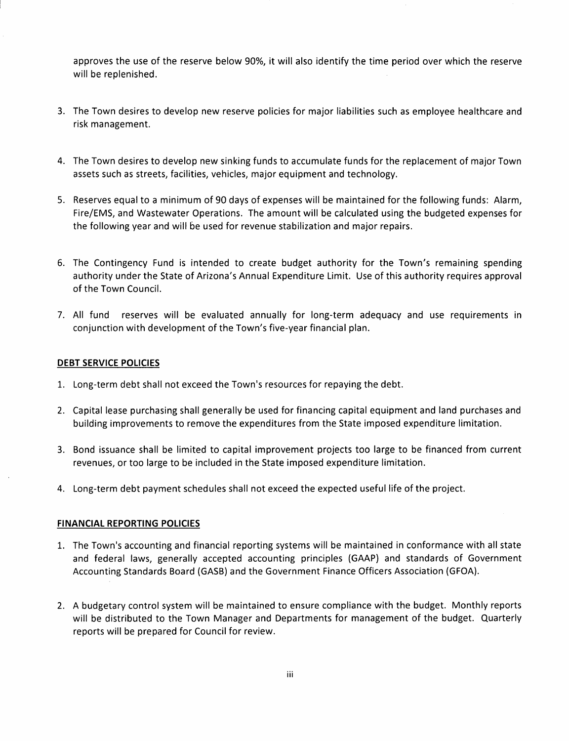approves the use of the reserve below 90%, it will also identify the time period over which the reserve will be replenished.

3. The Town desires to develop new reserve policies for major liabilities such as employee healthcare and risk management.

4. The Town desires to develop new sinking funds to accumulate funds for the replacement of major Town assets such as streets, facilities, vehicles, major equipment and technology.

5. Reserves equal to a minimum of 90 days of expenses will be maintained for the following funds: Alarm, Fire/EMS, and Wastewater Operations. The amount will be calculated using the budgeted expenses for the following year and will be used for revenue stabilization and major repairs.

6. The Contingency Fund is intended to create budget authority for the Town's remaining spending authority under the State of Arizona's Annual Expenditure Limit. Use of this authority requires approval of the Town Council.

7. All fund reserves will be evaluated annually for long-term adequacy and use requirements in conjunction with development of the Town's five-year financial plan.

## DEBT SERVICE POLICIES

1. Long-term debt shall not exceed the Town's resources for repaying the debt.

2. Capital lease purchasing shall generally be used for financing capital equipment and land purchases and building improvements to remove the expenditures from the State imposed expenditure limitation.

3. Bond issuance shall be limited to capital improvement projects too large to be financed from current revenues, or too large to be included in the State imposed expenditure limitation.

4. Long-term debt payment schedules shall not exceed the expected useful life of the project.

## FINANCIAL REPORTING POLICIES

1. The Town's accounting and financial reporting systems will be maintained in conformance with all state and federal laws, generally accepted accounting principles (GAAP) and standards of Government Accounting Standards Board (GASB) and the Government Finance Officers Association (GFOA).

2. A budgetary control system will be maintained to ensure compliance with the budget. Monthly reports will be distributed to the Town Manager and Departments for management of the budget. Quarterly reports will be prepared for Council for review.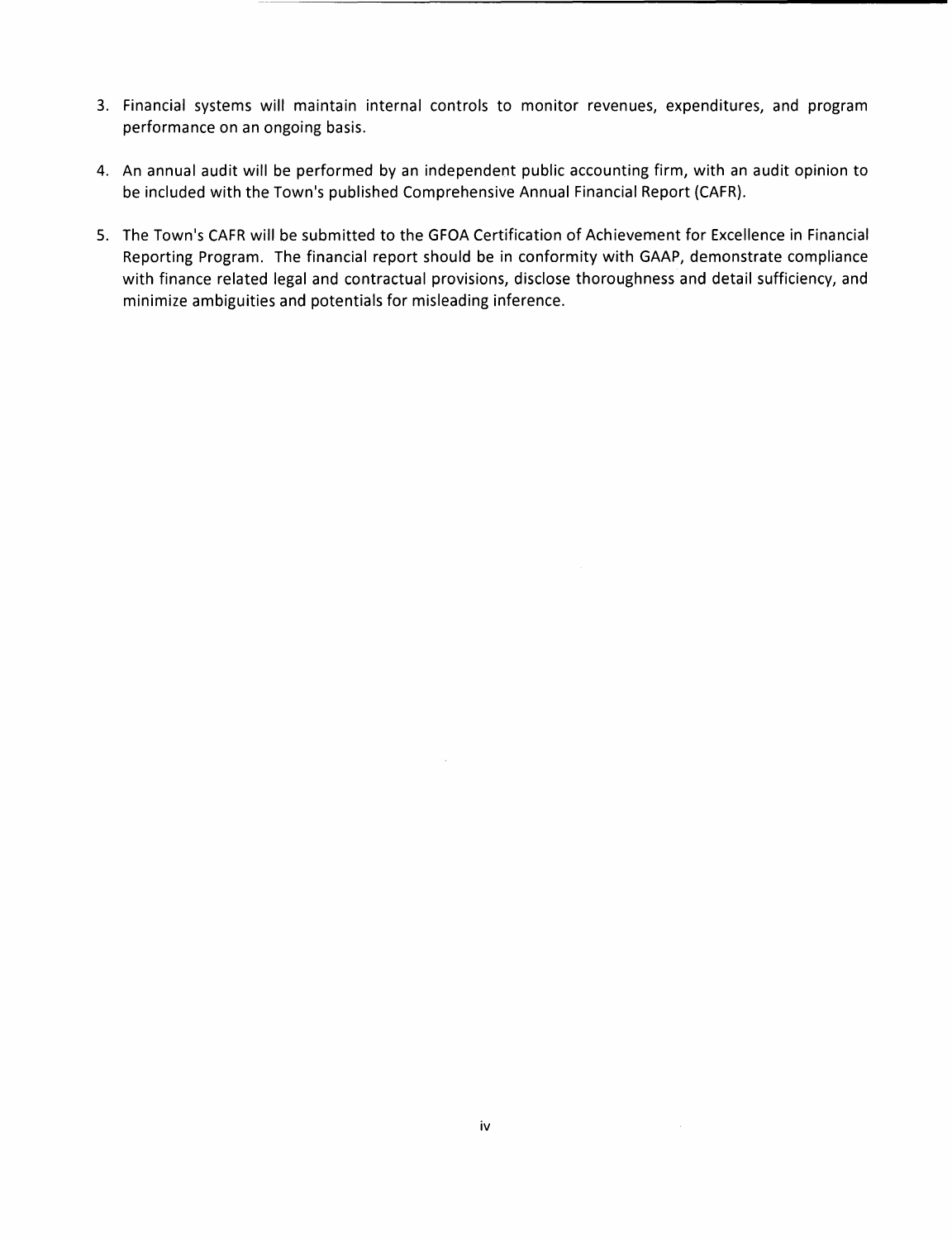3. Financial systems will maintain internal controls to monitor revenues, expenditures, and program performance on an ongoing basis.

4. An annual audit will be performed by an independent public accounting firm, with an audit opinion to be included with the Town's published Comprehensive Annual Financial Report (CAFR).

5. The Town's CAFR will be submitted to the GFOA Certification of Achievement for Excellence in Financial Reporting Program. The financial report should be in conformity with GAAP, demonstrate compliance with finance related legal and contractual provisions, disclose thoroughness and detail sufficiency, and minimize ambiguities and potentials for misleading inference.